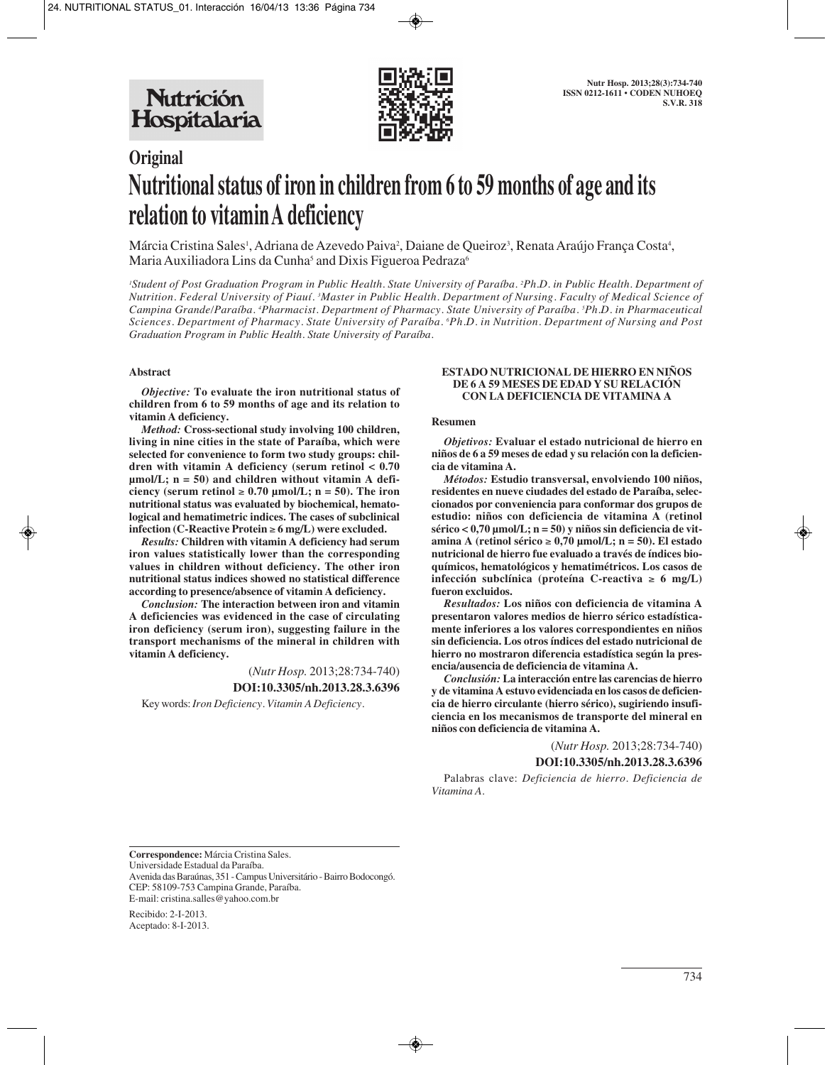# Original

# Nutritional status of iron in children from 6 to 59 months of age and its relation to vitamin A deficiency

Márcia Cristina Sales[1], Adriana de Azevedo Paiva[2], Daiane de Queiroz[3], Renata Araújo França Costa[4], Maria Auxiliadora Lins da Cunha[5] and Dixis Figueroa Pedraza[6]

[1]*Student of Post Graduation Program in Public Health. State University of Paraíba.* [2]*Ph.D. in Public Health. Department of Nutrition. Federal University of Piauí.* [3]*Master in Public Health. Department of Nursing. Faculty of Medical Science of Campina Grande/Paraíba.* [4]*Pharmacist. Department of Pharmacy. State University of Paraíba.* [5]*Ph.D. in Pharmaceutical Sciences. Department of Pharmacy. State University of Paraíba.* [6]*Ph.D. in Nutrition. Department of Nursing and Post Graduation Program in Public Health. State University of Paraíba.*

## Abstract

***Objective:*** **To evaluate the iron nutritional status of children from 6 to 59 months of age and its relation to vitamin A deficiency.**

***Method:*** **Cross-sectional study involving 100 children, living in nine cities in the state of Paraíba, which were selected for convenience to form two study groups: children with vitamin A deficiency (serum retinol < 0.70 µmol/L; n = 50) and children without vitamin A deficiency (serum retinol ≥ 0.70 µmol/L; n = 50). The iron nutritional status was evaluated by biochemical, hematological and hematimetric indices. The cases of subclinical infection (C-Reactive Protein ≥ 6 mg/L) were excluded.**

***Results:*** **Children with vitamin A deficiency had serum iron values statistically lower than the corresponding values in children without deficiency. The other iron nutritional status indices showed no statistical difference according to presence/absence of vitamin A deficiency.**

***Conclusion:*** **The interaction between iron and vitamin A deficiencies was evidenced in the case of circulating iron deficiency (serum iron), suggesting failure in the transport mechanisms of the mineral in children with vitamin A deficiency.**

(*Nutr Hosp.* 2013;28:734-740)

**DOI:10.3305/nh.2013.28.3.6396**

Key words: *Iron Deficiency. Vitamin A Deficiency.*

## ESTADO NUTRICIONAL DE HIERRO EN NIÑOS DE 6 A 59 MESES DE EDAD Y SU RELACIÓN CON LA DEFICIENCIA DE VITAMINA A

### Resumen

***Objetivos:*** **Evaluar el estado nutricional de hierro en niños de 6 a 59 meses de edad y su relación con la deficiencia de vitamina A.**

***Métodos:*** **Estudio transversal, envolviendo 100 niños, residentes en nueve ciudades del estado de Paraíba, seleccionados por conveniencia para conformar dos grupos de estudio: niños con deficiencia de vitamina A (retinol sérico < 0,70 µmol/L; n = 50) y niños sin deficiencia de vitamina A (retinol sérico ≥ 0,70 µmol/L; n = 50). El estado nutricional de hierro fue evaluado a través de índices bioquímicos, hematológicos y hematimétricos. Los casos de infección subclínica (proteína C-reactiva ≥ 6 mg/L) fueron excluidos.**

***Resultados:*** **Los niños con deficiencia de vitamina A presentaron valores medios de hierro sérico estadísticamente inferiores a los valores correspondientes en niños sin deficiencia. Los otros índices del estado nutricional de hierro no mostraron diferencia estadística según la presencia/ausencia de deficiencia de vitamina A.**

***Conclusión:*** **La interacción entre las carencias de hierro y de vitamina A estuvo evidenciada en los casos de deficiencia de hierro circulante (hierro sérico), sugiriendo insuficiencia en los mecanismos de transporte del mineral en niños con deficiencia de vitamina A.**

(*Nutr Hosp.* 2013;28:734-740)

**DOI:10.3305/nh.2013.28.3.6396**

Palabras clave: *Deficiencia de hierro. Deficiencia de Vitamina A.*

---

**Correspondence:** Márcia Cristina Sales.
Universidade Estadual da Paraíba.
Avenida das Baraúnas, 351 - Campus Universitário - Bairro Bodocongó.
CEP: 58109-753 Campina Grande, Paraíba.
E-mail: cristina.salles@yahoo.com.br

Recibido: 2-I-2013.
Aceptado: 8-I-2013.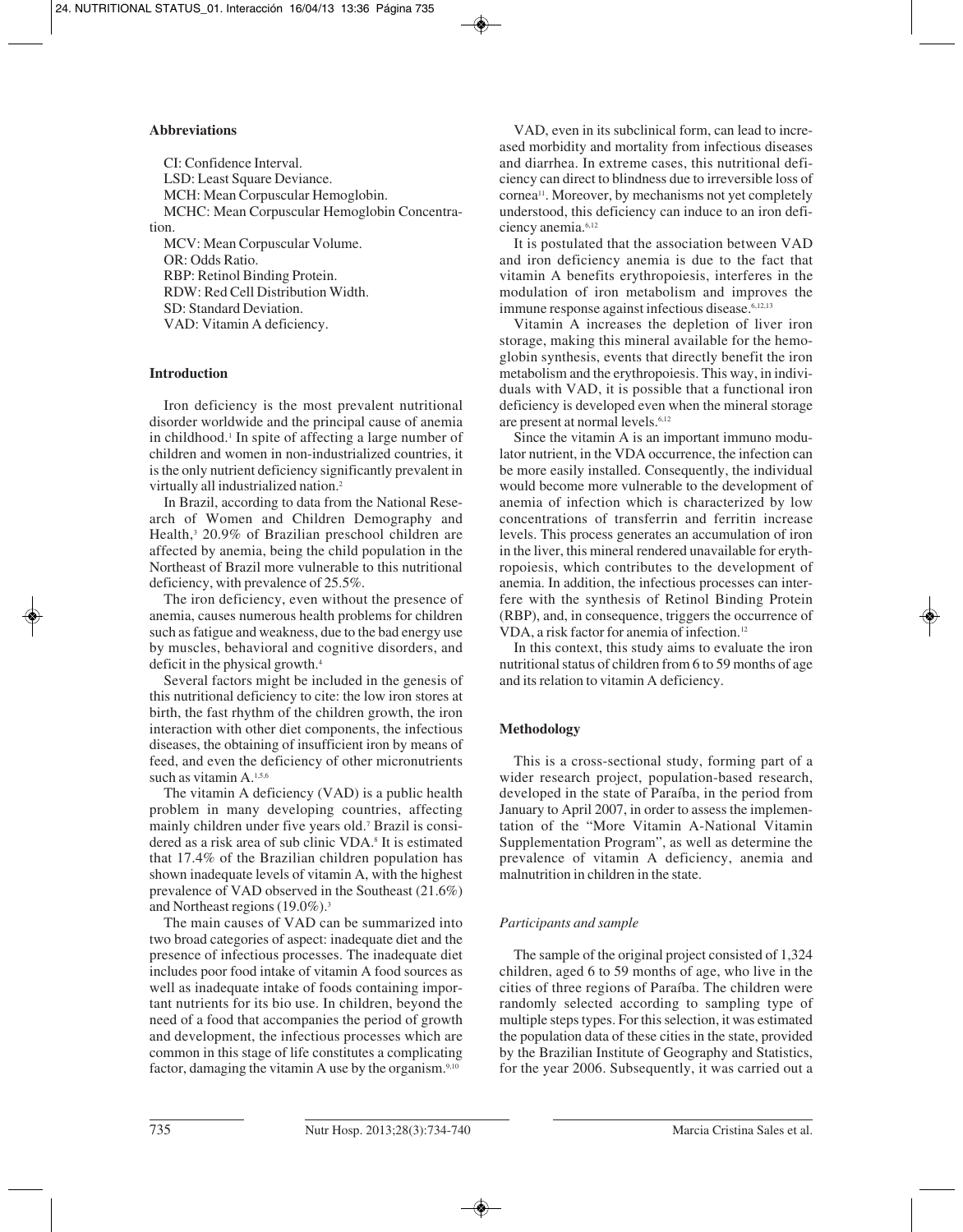**Abbreviations**

CI: Confidence Interval.
LSD: Least Square Deviance.
MCH: Mean Corpuscular Hemoglobin.
MCHC: Mean Corpuscular Hemoglobin Concentration.
MCV: Mean Corpuscular Volume.
OR: Odds Ratio.
RBP: Retinol Binding Protein.
RDW: Red Cell Distribution Width.
SD: Standard Deviation.
VAD: Vitamin A deficiency.

## Introduction

Iron deficiency is the most prevalent nutritional disorder worldwide and the principal cause of anemia in childhood.[1] In spite of affecting a large number of children and women in non-industrialized countries, it is the only nutrient deficiency significantly prevalent in virtually all industrialized nation.[2]

In Brazil, according to data from the National Research of Women and Children Demography and Health,[3] 20.9% of Brazilian preschool children are affected by anemia, being the child population in the Northeast of Brazil more vulnerable to this nutritional deficiency, with prevalence of 25.5%.

The iron deficiency, even without the presence of anemia, causes numerous health problems for children such as fatigue and weakness, due to the bad energy use by muscles, behavioral and cognitive disorders, and deficit in the physical growth.[4]

Several factors might be included in the genesis of this nutritional deficiency to cite: the low iron stores at birth, the fast rhythm of the children growth, the iron interaction with other diet components, the infectious diseases, the obtaining of insufficient iron by means of feed, and even the deficiency of other micronutrients such as vitamin A.[1,5,6]

The vitamin A deficiency (VAD) is a public health problem in many developing countries, affecting mainly children under five years old.[7] Brazil is considered as a risk area of sub clinic VDA.[8] It is estimated that 17.4% of the Brazilian children population has shown inadequate levels of vitamin A, with the highest prevalence of VAD observed in the Southeast (21.6%) and Northeast regions (19.0%).[3]

The main causes of VAD can be summarized into two broad categories of aspect: inadequate diet and the presence of infectious processes. The inadequate diet includes poor food intake of vitamin A food sources as well as inadequate intake of foods containing important nutrients for its bio use. In children, beyond the need of a food that accompanies the period of growth and development, the infectious processes which are common in this stage of life constitutes a complicating factor, damaging the vitamin A use by the organism.[9,10]

VAD, even in its subclinical form, can lead to increased morbidity and mortality from infectious diseases and diarrhea. In extreme cases, this nutritional deficiency can direct to blindness due to irreversible loss of cornea[11]. Moreover, by mechanisms not yet completely understood, this deficiency can induce to an iron deficiency anemia.[6,12]

It is postulated that the association between VAD and iron deficiency anemia is due to the fact that vitamin A benefits erythropoiesis, interferes in the modulation of iron metabolism and improves the immune response against infectious disease.[6,12,13]

Vitamin A increases the depletion of liver iron storage, making this mineral available for the hemoglobin synthesis, events that directly benefit the iron metabolism and the erythropoiesis. This way, in individuals with VAD, it is possible that a functional iron deficiency is developed even when the mineral storage are present at normal levels.[6,12]

Since the vitamin A is an important immuno modulator nutrient, in the VDA occurrence, the infection can be more easily installed. Consequently, the individual would become more vulnerable to the development of anemia of infection which is characterized by low concentrations of transferrin and ferritin increase levels. This process generates an accumulation of iron in the liver, this mineral rendered unavailable for erythropoiesis, which contributes to the development of anemia. In addition, the infectious processes can interfere with the synthesis of Retinol Binding Protein (RBP), and, in consequence, triggers the occurrence of VDA, a risk factor for anemia of infection.[12]

In this context, this study aims to evaluate the iron nutritional status of children from 6 to 59 months of age and its relation to vitamin A deficiency.

## Methodology

This is a cross-sectional study, forming part of a wider research project, population-based research, developed in the state of Paraíba, in the period from January to April 2007, in order to assess the implementation of the "More Vitamin A-National Vitamin Supplementation Program", as well as determine the prevalence of vitamin A deficiency, anemia and malnutrition in children in the state.

### *Participants and sample*

The sample of the original project consisted of 1,324 children, aged 6 to 59 months of age, who live in the cities of three regions of Paraíba. The children were randomly selected according to sampling type of multiple steps types. For this selection, it was estimated the population data of these cities in the state, provided by the Brazilian Institute of Geography and Statistics, for the year 2006. Subsequently, it was carried out a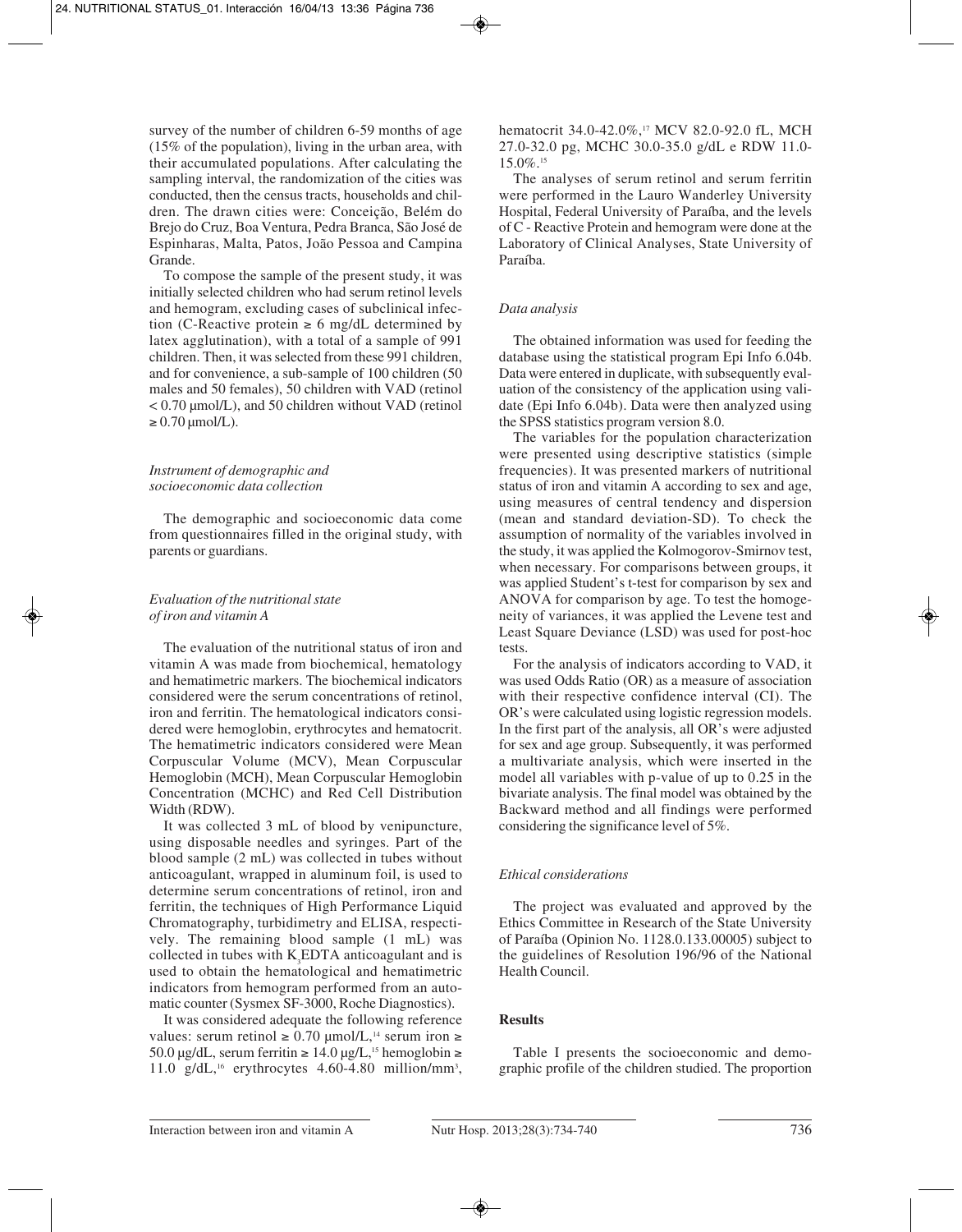survey of the number of children 6-59 months of age (15% of the population), living in the urban area, with their accumulated populations. After calculating the sampling interval, the randomization of the cities was conducted, then the census tracts, households and children. The drawn cities were: Conceição, Belém do Brejo do Cruz, Boa Ventura, Pedra Branca, São José de Espinharas, Malta, Patos, João Pessoa and Campina Grande.

To compose the sample of the present study, it was initially selected children who had serum retinol levels and hemogram, excluding cases of subclinical infection (C-Reactive protein ≥ 6 mg/dL determined by latex agglutination), with a total of a sample of 991 children. Then, it was selected from these 991 children, and for convenience, a sub-sample of 100 children (50 males and 50 females), 50 children with VAD (retinol < 0.70 μmol/L), and 50 children without VAD (retinol ≥ 0.70 μmol/L).

### *Instrument of demographic and socioeconomic data collection*

The demographic and socioeconomic data come from questionnaires filled in the original study, with parents or guardians.

### *Evaluation of the nutritional state of iron and vitamin A*

The evaluation of the nutritional status of iron and vitamin A was made from biochemical, hematology and hematimetric markers. The biochemical indicators considered were the serum concentrations of retinol, iron and ferritin. The hematological indicators considered were hemoglobin, erythrocytes and hematocrit. The hematimetric indicators considered were Mean Corpuscular Volume (MCV), Mean Corpuscular Hemoglobin (MCH), Mean Corpuscular Hemoglobin Concentration (MCHC) and Red Cell Distribution Width (RDW).

It was collected 3 mL of blood by venipuncture, using disposable needles and syringes. Part of the blood sample (2 mL) was collected in tubes without anticoagulant, wrapped in aluminum foil, is used to determine serum concentrations of retinol, iron and ferritin, the techniques of High Performance Liquid Chromatography, turbidimetry and ELISA, respectively. The remaining blood sample (1 mL) was collected in tubes with $K_3$EDTA anticoagulant and is used to obtain the hematological and hematimetric indicators from hemogram performed from an automatic counter (Sysmex SF-3000, Roche Diagnostics).

It was considered adequate the following reference values: serum retinol ≥ 0.70 μmol/L,[14] serum iron ≥ 50.0 μg/dL, serum ferritin ≥ 14.0 μg/L,[15] hemoglobin ≥ 11.0 g/dL,[16] erythrocytes 4.60-4.80 million/mm$^3$, hematocrit 34.0-42.0%,[17] MCV 82.0-92.0 fL, MCH 27.0-32.0 pg, MCHC 30.0-35.0 g/dL e RDW 11.0-15.0%.[15]

The analyses of serum retinol and serum ferritin were performed in the Lauro Wanderley University Hospital, Federal University of Paraíba, and the levels of C - Reactive Protein and hemogram were done at the Laboratory of Clinical Analyses, State University of Paraíba.

### *Data analysis*

The obtained information was used for feeding the database using the statistical program Epi Info 6.04b. Data were entered in duplicate, with subsequently evaluation of the consistency of the application using validate (Epi Info 6.04b). Data were then analyzed using the SPSS statistics program version 8.0.

The variables for the population characterization were presented using descriptive statistics (simple frequencies). It was presented markers of nutritional status of iron and vitamin A according to sex and age, using measures of central tendency and dispersion (mean and standard deviation-SD). To check the assumption of normality of the variables involved in the study, it was applied the Kolmogorov-Smirnov test, when necessary. For comparisons between groups, it was applied Student's t-test for comparison by sex and ANOVA for comparison by age. To test the homogeneity of variances, it was applied the Levene test and Least Square Deviance (LSD) was used for post-hoc tests.

For the analysis of indicators according to VAD, it was used Odds Ratio (OR) as a measure of association with their respective confidence interval (CI). The OR's were calculated using logistic regression models. In the first part of the analysis, all OR's were adjusted for sex and age group. Subsequently, it was performed a multivariate analysis, which were inserted in the model all variables with p-value of up to 0.25 in the bivariate analysis. The final model was obtained by the Backward method and all findings were performed considering the significance level of 5%.

### *Ethical considerations*

The project was evaluated and approved by the Ethics Committee in Research of the State University of Paraíba (Opinion No. 1128.0.133.00005) subject to the guidelines of Resolution 196/96 of the National Health Council.

## **Results**

Table I presents the socioeconomic and demographic profile of the children studied. The proportion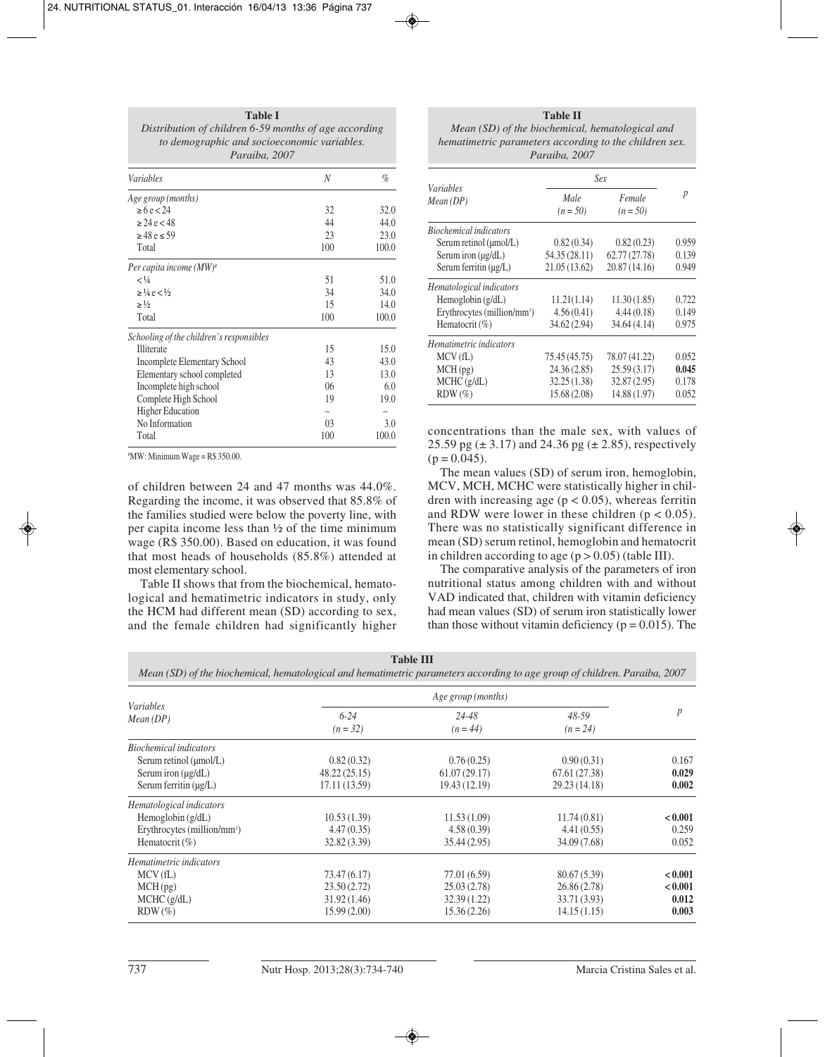**Table I**
*Distribution of children 6-59 months of age according to demographic and socioeconomic variables. Paraiba, 2007*

| *Variables* | *N* | *%* |
|---|---|---|
| *Age group (months)* | | |
| ≥ 6 e < 24 | 32 | 32.0 |
| ≥ 24 e < 48 | 44 | 44.0 |
| ≥ 48 e ≤ 59 | 23 | 23.0 |
| Total | 100 | 100.0 |
| *Per capita income (MW)[#]* | | |
| < ¼ | 51 | 51.0 |
| ≥ ¼ e < ½ | 34 | 34.0 |
| ≥ ½ | 15 | 14.0 |
| Total | 100 | 100.0 |
| *Schooling of the children's responsibles* | | |
| Illiterate | 15 | 15.0 |
| Incomplete Elementary School | 43 | 43.0 |
| Elementary school completed | 13 | 13.0 |
| Incomplete high school | 06 | 6.0 |
| Complete High School | 19 | 19.0 |
| Higher Education | – | – |
| No Information | 03 | 3.0 |
| Total | 100 | 100.0 |

[#]MW: Minimum Wage = R$ 350.00.

of children between 24 and 47 months was 44.0%. Regarding the income, it was observed that 85.8% of the families studied were below the poverty line, with per capita income less than ½ of the time minimum wage (R$ 350.00). Based on education, it was found that most heads of households (85.8%) attended at most elementary school.

Table II shows that from the biochemical, hematological and hematimetric indicators in study, only the HCM had different mean (SD) according to sex, and the female children had significantly higher concentrations than the male sex, with values of 25.59 pg (± 3.17) and 24.36 pg (± 2.85), respectively ($p = 0.045$).

The mean values (SD) of serum iron, hemoglobin, MCV, MCH, MCHC were statistically higher in children with increasing age ($p < 0.05$), whereas ferritin and RDW were lower in these children ($p < 0.05$). There was no statistically significant difference in mean (SD) serum retinol, hemoglobin and hematocrit in children according to age ($p > 0.05$) (table III).

The comparative analysis of the parameters of iron nutritional status among children with and without VAD indicated that, children with vitamin deficiency had mean values (SD) of serum iron statistically lower than those without vitamin deficiency ($p = 0.015$). The

**Table II**
*Mean (SD) of the biochemical, hematological and hematimetric parameters according to the children sex. Paraiba, 2007*

| *Variables Mean (DP)* | *Sex* | | *p* |
|---|---|---|---|
| | *Male (n = 50)* | *Female (n = 50)* | |
| *Biochemical indicators* | | | |
| Serum retinol (μmol/L) | 0.82 (0.34) | 0.82 (0.23) | 0.959 |
| Serum iron (μg/dL) | 54.35 (28.11) | 62.77 (27.78) | 0.139 |
| Serum ferritin (μg/L) | 21.05 (13.62) | 20.87 (14.16) | 0.949 |
| *Hematological indicators* | | | |
| Hemoglobin (g/dL) | 11.21(1.14) | 11.30 (1.85) | 0.722 |
| Erythrocytes (million/mm³) | 4.56 (0.41) | 4.44 (0.18) | 0.149 |
| Hematocrit (%) | 34.62 (2.94) | 34.64 (4.14) | 0.975 |
| *Hematimetric indicators* | | | |
| MCV (fL) | 75.45 (45.75) | 78.07 (41.22) | 0.052 |
| MCH (pg) | 24.36 (2.85) | 25.59 (3.17) | **0.045** |
| MCHC (g/dL) | 32.25 (1.38) | 32.87 (2.95) | 0.178 |
| RDW (%) | 15.68 (2.08) | 14.88 (1.97) | 0.052 |

**Table III**
*Mean (SD) of the biochemical, hematological and hematimetric parameters according to age group of children. Paraiba, 2007*

| *Variables Mean (DP)* | *Age group (months)* | | | *p* |
|---|---|---|---|---|
| | *6-24 (n = 32)* | *24-48 (n = 44)* | *48-59 (n = 24)* | |
| *Biochemical indicators* | | | | |
| Serum retinol (μmol/L) | 0.82 (0.32) | 0.76 (0.25) | 0.90 (0.31) | 0.167 |
| Serum iron (μg/dL) | 48.22 (25.15) | 61.07 (29.17) | 67.61 (27.38) | **0.029** |
| Serum ferritin (μg/L) | 17.11 (13.59) | 19.43 (12.19) | 29.23 (14.18) | **0.002** |
| *Hematological indicators* | | | | |
| Hemoglobin (g/dL) | 10.53 (1.39) | 11.53 (1.09) | 11.74 (0.81) | **< 0.001** |
| Erythrocytes (million/mm³) | 4.47 (0.35) | 4.58 (0.39) | 4.41 (0.55) | 0.259 |
| Hematocrit (%) | 32.82 (3.39) | 35.44 (2.95) | 34.09 (7.68) | 0.052 |
| *Hematimetric indicators* | | | | |
| MCV (fL) | 73.47 (6.17) | 77.01 (6.59) | 80.67 (5.39) | **< 0.001** |
| MCH (pg) | 23.50 (2.72) | 25.03 (2.78) | 26.86 (2.78) | **< 0.001** |
| MCHC (g/dL) | 31.92 (1.46) | 32.39 (1.22) | 33.71 (3.93) | **0.012** |
| RDW (%) | 15.99 (2.00) | 15.36 (2.26) | 14.15 (1.15) | **0.003** |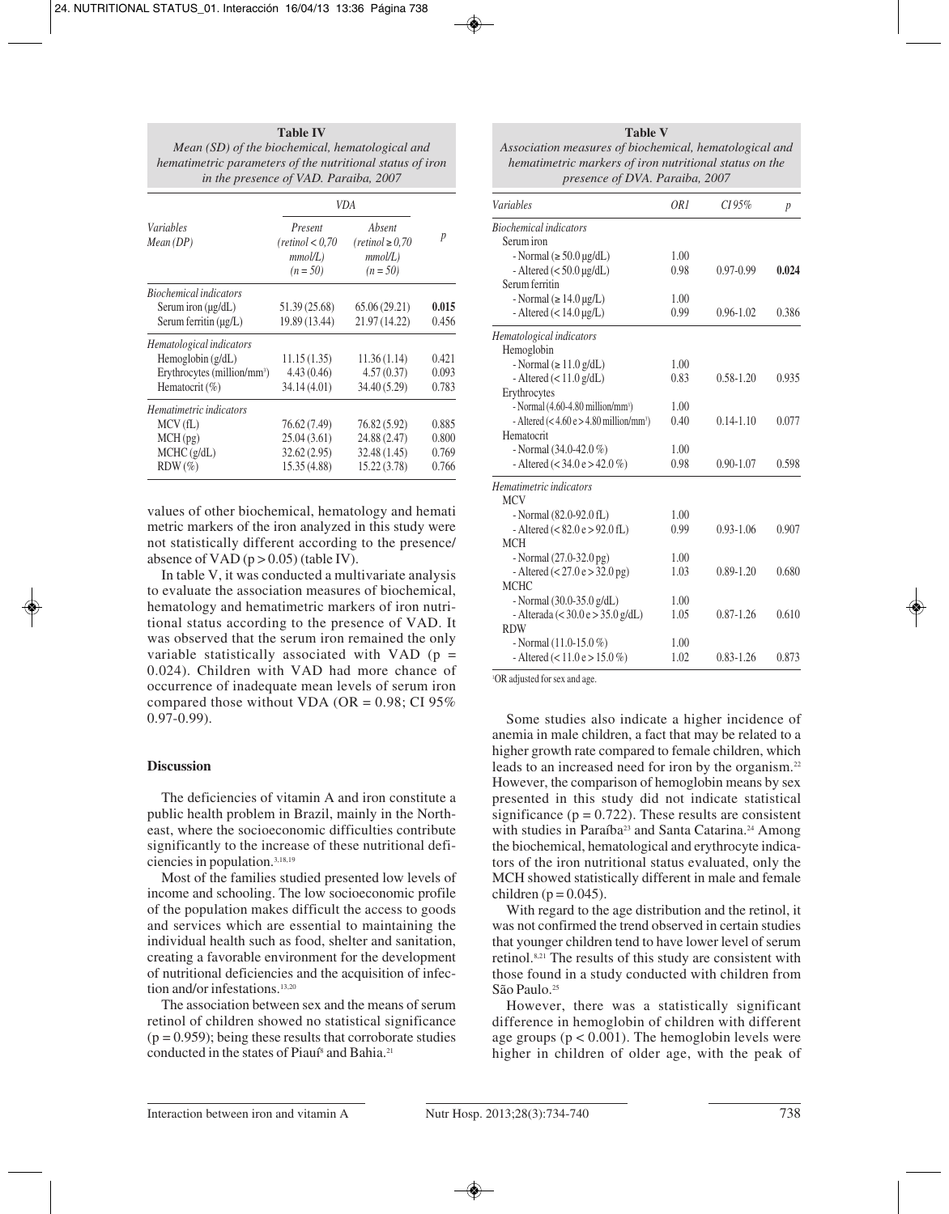**Table IV**
*Mean (SD) of the biochemical, hematological and hematimetric parameters of the nutritional status of iron in the presence of VAD. Paraiba, 2007*

| Variables Mean (DP) | VDA Present (retinol < 0,70 mmol/L) (n = 50) | VDA Absent (retinol ≥ 0,70 mmol/L) (n = 50) | p |
|---|---|---|---|
| *Biochemical indicators* | | | |
| Serum iron (μg/dL) | 51.39 (25.68) | 65.06 (29.21) | **0.015** |
| Serum ferritin (μg/L) | 19.89 (13.44) | 21.97 (14.22) | 0.456 |
| *Hematological indicators* | | | |
| Hemoglobin (g/dL) | 11.15 (1.35) | 11.36 (1.14) | 0.421 |
| Erythrocytes (million/mm³) | 4.43 (0.46) | 4.57 (0.37) | 0.093 |
| Hematocrit (%) | 34.14 (4.01) | 34.40 (5.29) | 0.783 |
| *Hematimetric indicators* | | | |
| MCV (fL) | 76.62 (7.49) | 76.82 (5.92) | 0.885 |
| MCH (pg) | 25.04 (3.61) | 24.88 (2.47) | 0.800 |
| MCHC (g/dL) | 32.62 (2.95) | 32.48 (1.45) | 0.769 |
| RDW (%) | 15.35 (4.88) | 15.22 (3.78) | 0.766 |

values of other biochemical, hematology and hematimetric markers of the iron analyzed in this study were not statistically different according to the presence/absence of VAD ($p > 0.05$) (table IV).

In table V, it was conducted a multivariate analysis to evaluate the association measures of biochemical, hematology and hematimetric markers of iron nutritional status according to the presence of VAD. It was observed that the serum iron remained the only variable statistically associated with VAD ($p = 0.024$). Children with VAD had more chance of occurrence of inadequate mean levels of serum iron compared those without VDA (OR = 0.98; CI 95% 0.97-0.99).

**Table V**
*Association measures of biochemical, hematological and hematimetric markers of iron nutritional status on the presence of DVA. Paraiba, 2007*

| Variables | OR1 | CI 95% | p |
|---|---|---|---|
| *Biochemical indicators* | | | |
| Serum iron | | | |
| - Normal (≥ 50.0 μg/dL) | 1.00 | | |
| - Altered (< 50.0 μg/dL) | 0.98 | 0.97-0.99 | **0.024** |
| Serum ferritin | | | |
| - Normal (≥ 14.0 μg/L) | 1.00 | | |
| - Altered (< 14.0 μg/L) | 0.99 | 0.96-1.02 | 0.386 |
| *Hematological indicators* | | | |
| Hemoglobin | | | |
| - Normal (≥ 11.0 g/dL) | 1.00 | | |
| - Altered (< 11.0 g/dL) | 0.83 | 0.58-1.20 | 0.935 |
| Erythrocytes | | | |
| - Normal (4.60-4.80 million/mm³) | 1.00 | | |
| - Altered (< 4.60 e > 4.80 million/mm³) | 0.40 | 0.14-1.10 | 0.077 |
| Hematocrit | | | |
| - Normal (34.0-42.0 %) | 1.00 | | |
| - Altered (< 34.0 e > 42.0 %) | 0.98 | 0.90-1.07 | 0.598 |
| *Hematimetric indicators* | | | |
| MCV | | | |
| - Normal (82.0-92.0 fL) | 1.00 | | |
| - Altered (< 82.0 e > 92.0 fL) | 0.99 | 0.93-1.06 | 0.907 |
| MCH | | | |
| - Normal (27.0-32.0 pg) | 1.00 | | |
| - Altered (< 27.0 e > 32.0 pg) | 1.03 | 0.89-1.20 | 0.680 |
| MCHC | | | |
| - Normal (30.0-35.0 g/dL) | 1.00 | | |
| - Alterada (< 30.0 e > 35.0 g/dL) | 1.05 | 0.87-1.26 | 0.610 |
| RDW | | | |
| - Normal (11.0-15.0 %) | 1.00 | | |
| - Altered (< 11.0 e > 15.0 %) | 1.02 | 0.83-1.26 | 0.873 |

[1]OR adjusted for sex and age.

## Discussion

The deficiencies of vitamin A and iron constitute a public health problem in Brazil, mainly in the Northeast, where the socioeconomic difficulties contribute significantly to the increase of these nutritional deficiencies in population.[3,18,19]

Most of the families studied presented low levels of income and schooling. The low socioeconomic profile of the population makes difficult the access to goods and services which are essential to maintaining the individual health such as food, shelter and sanitation, creating a favorable environment for the development of nutritional deficiencies and the acquisition of infection and/or infestations.[13,20]

The association between sex and the means of serum retinol of children showed no statistical significance ($p = 0.959$); being these results that corroborate studies conducted in the states of Piauí[8] and Bahia.[21]

Some studies also indicate a higher incidence of anemia in male children, a fact that may be related to a higher growth rate compared to female children, which leads to an increased need for iron by the organism.[22] However, the comparison of hemoglobin means by sex presented in this study did not indicate statistical significance ($p = 0.722$). These results are consistent with studies in Paraíba[23] and Santa Catarina.[24] Among the biochemical, hematological and erythrocyte indicators of the iron nutritional status evaluated, only the MCH showed statistically different in male and female children ($p = 0.045$).

With regard to the age distribution and the retinol, it was not confirmed the trend observed in certain studies that younger children tend to have lower level of serum retinol.[8,21] The results of this study are consistent with those found in a study conducted with children from São Paulo.[25]

However, there was a statistically significant difference in hemoglobin of children with different age groups ($p < 0.001$). The hemoglobin levels were higher in children of older age, with the peak of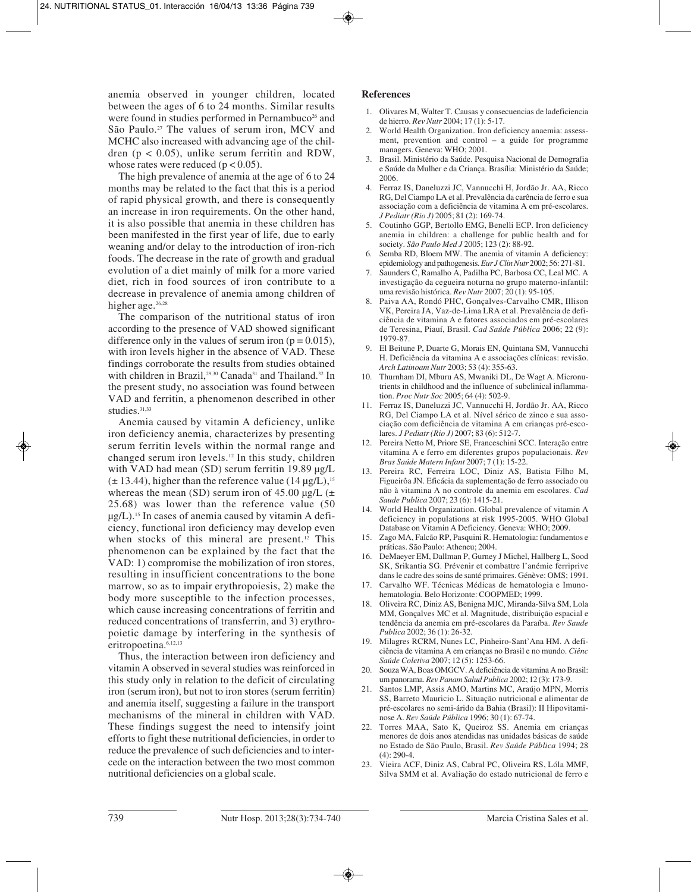anemia observed in younger children, located between the ages of 6 to 24 months. Similar results were found in studies performed in Pernambuco[26] and São Paulo.[27] The values of serum iron, MCV and MCHC also increased with advancing age of the children ($p < 0.05$), unlike serum ferritin and RDW, whose rates were reduced ($p < 0.05$).

The high prevalence of anemia at the age of 6 to 24 months may be related to the fact that this is a period of rapid physical growth, and there is consequently an increase in iron requirements. On the other hand, it is also possible that anemia in these children has been manifested in the first year of life, due to early weaning and/or delay to the introduction of iron-rich foods. The decrease in the rate of growth and gradual evolution of a diet mainly of milk for a more varied diet, rich in food sources of iron contribute to a decrease in prevalence of anemia among children of higher age.[26,28]

The comparison of the nutritional status of iron according to the presence of VAD showed significant difference only in the values of serum iron ($p = 0.015$), with iron levels higher in the absence of VAD. These findings corroborate the results from studies obtained with children in Brazil,[29,30] Canada[31] and Thailand.[32] In the present study, no association was found between VAD and ferritin, a phenomenon described in other studies.[31,33]

Anemia caused by vitamin A deficiency, unlike iron deficiency anemia, characterizes by presenting serum ferritin levels within the normal range and changed serum iron levels.[12] In this study, children with VAD had mean (SD) serum ferritin 19.89 μg/L (± 13.44), higher than the reference value (14 μg/L),[15] whereas the mean (SD) serum iron of 45.00 μg/L (± 25.68) was lower than the reference value (50 μg/L).[15] In cases of anemia caused by vitamin A deficiency, functional iron deficiency may develop even when stocks of this mineral are present.[12] This phenomenon can be explained by the fact that the VAD: 1) compromise the mobilization of iron stores, resulting in insufficient concentrations to the bone marrow, so as to impair erythropoiesis, 2) make the body more susceptible to the infection processes, which cause increasing concentrations of ferritin and reduced concentrations of transferrin, and 3) erythropoietic damage by interfering in the synthesis of eritropoetina.[6,12,13]

Thus, the interaction between iron deficiency and vitamin A observed in several studies was reinforced in this study only in relation to the deficit of circulating iron (serum iron), but not to iron stores (serum ferritin) and anemia itself, suggesting a failure in the transport mechanisms of the mineral in children with VAD. These findings suggest the need to intensify joint efforts to fight these nutritional deficiencies, in order to reduce the prevalence of such deficiencies and to intercede on the interaction between the two most common nutritional deficiencies on a global scale.

## References

1. Olivares M, Walter T. Causas y consecuencias de ladeficiencia de hierro. *Rev Nutr* 2004; 17 (1): 5-17.
2. World Health Organization. Iron deficiency anaemia: assessment, prevention and control – a guide for programme managers. Geneva: WHO; 2001.
3. Brasil. Ministério da Saúde. Pesquisa Nacional de Demografia e Saúde da Mulher e da Criança. Brasília: Ministério da Saúde; 2006.
4. Ferraz IS, Daneluzzi JC, Vannucchi H, Jordão Jr. AA, Ricco RG, Del Ciampo LA et al. Prevalência da carência de ferro e sua associação com a deficiência de vitamina A em pré-escolares. *J Pediatr (Rio J)* 2005; 81 (2): 169-74.
5. Coutinho GGP, Bertollo EMG, Benelli ECP. Iron deficiency anemia in children: a challenge for public health and for society. *São Paulo Med J* 2005; 123 (2): 88-92.
6. Semba RD, Bloem MW. The anemia of vitamin A deficiency: epidemiology and pathogenesis. *Eur J Clin Nutr* 2002; 56: 271-81.
7. Saunders C, Ramalho A, Padilha PC, Barbosa CC, Leal MC. A investigação da cegueira noturna no grupo materno-infantil: uma revisão histórica. *Rev Nutr* 2007; 20 (1): 95-105.
8. Paiva AA, Rondó PHC, Gonçalves-Carvalho CMR, Illison VK, Pereira JA, Vaz-de-Lima LRA et al. Prevalência de deficiência de vitamina A e fatores associados em pré-escolares de Teresina, Piauí, Brasil. *Cad Saúde Pública* 2006; 22 (9): 1979-87.
9. El Beitune P, Duarte G, Morais EN, Quintana SM, Vannucchi H. Deficiência da vitamina A e associações clínicas: revisão. *Arch Latinoam Nutr* 2003; 53 (4): 355-63.
10. Thurnham DI, Mburu AS, Mwaniki DL, De Wagt A. Micronutrients in childhood and the influence of subclinical inflammation. *Proc Nutr Soc* 2005; 64 (4): 502-9.
11. Ferraz IS, Daneluzzi JC, Vannucchi H, Jordão Jr. AA, Ricco RG, Del Ciampo LA et al. Nível sérico de zinco e sua associação com deficiência de vitamina A em crianças pré-escolares. *J Pediatr (Rio J)* 2007; 83 (6): 512-7.
12. Pereira Netto M, Priore SE, Franceschini SCC. Interação entre vitamina A e ferro em diferentes grupos populacionais. *Rev Bras Saúde Matern Infant* 2007; 7 (1): 15-22.
13. Pereira RC, Ferreira LOC, Diniz AS, Batista Filho M, Figueirôa JN. Eficácia da suplementação de ferro associado ou não à vitamina A no controle da anemia em escolares. *Cad Saude Publica* 2007; 23 (6): 1415-21.
14. World Health Organization. Global prevalence of vitamin A deficiency in populations at risk 1995-2005. WHO Global Database on Vitamin A Deficiency. Geneva: WHO; 2009.
15. Zago MA, Falcão RP, Pasquini R. Hematologia: fundamentos e práticas. São Paulo: Atheneu; 2004.
16. DeMaeyer EM, Dallman P, Gurney J Michel, Hallberg L, Sood SK, Srikantia SG. Prévenir et combattre l'anémie ferriprive dans le cadre des soins de santé primaires. Génève: OMS; 1991.
17. Carvalho WF. Técnicas Médicas de hematologia e Imunohematologia. Belo Horizonte: COOPMED; 1999.
18. Oliveira RC, Diniz AS, Benigna MJC, Miranda-Silva SM, Lola MM, Gonçalves MC et al. Magnitude, distribuição espacial e tendência da anemia em pré-escolares da Paraíba. *Rev Saude Publica* 2002; 36 (1): 26-32.
19. Milagres RCRM, Nunes LC, Pinheiro-Sant'Ana HM. A deficiência de vitamina A em crianças no Brasil e no mundo. *Ciênc Saúde Coletiva* 2007; 12 (5): 1253-66.
20. Souza WA, Boas OMGCV. A deficiência de vitamina A no Brasil: um panorama. *Rev Panam Salud Publica* 2002; 12 (3): 173-9.
21. Santos LMP, Assis AMO, Martins MC, Araújo MPN, Morris SS, Barreto Mauricio L. Situação nutricional e alimentar de pré-escolares no semi-árido da Bahia (Brasil): II Hipovitaminose A. *Rev Saúde Pública* 1996; 30 (1): 67-74.
22. Torres MAA, Sato K, Queiroz SS. Anemia em crianças menores de dois anos atendidas nas unidades básicas de saúde no Estado de São Paulo, Brasil. *Rev Saúde Pública* 1994; 28 (4): 290-4.
23. Vieira ACF, Diniz AS, Cabral PC, Oliveira RS, Lóla MMF, Silva SMM et al. Avaliação do estado nutricional de ferro e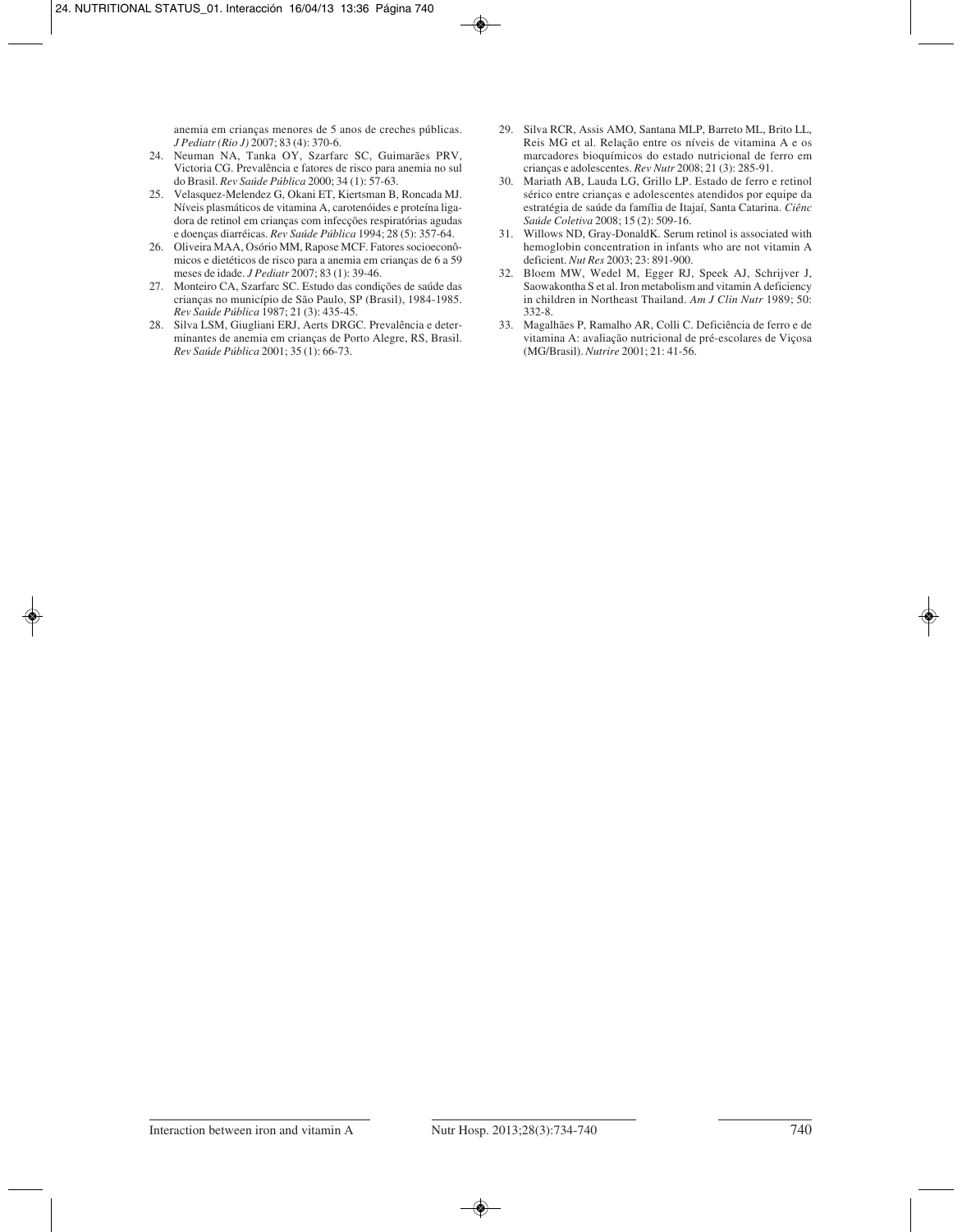anemia em crianças menores de 5 anos de creches públicas. *J Pediatr (Rio J)* 2007; 83 (4): 370-6.

24. Neuman NA, Tanka OY, Szarfarc SC, Guimarães PRV, Victoria CG. Prevalência e fatores de risco para anemia no sul do Brasil. *Rev Saúde Pública* 2000; 34 (1): 57-63.
25. Velasquez-Melendez G, Okani ET, Kiertsman B, Roncada MJ. Níveis plasmáticos de vitamina A, carotenóides e proteína ligadora de retinol em crianças com infecções respiratórias agudas e doenças diarréicas. *Rev Saúde Pública* 1994; 28 (5): 357-64.
26. Oliveira MAA, Osório MM, Rapose MCF. Fatores socioeconômicos e dietéticos de risco para a anemia em crianças de 6 a 59 meses de idade. *J Pediatr* 2007; 83 (1): 39-46.
27. Monteiro CA, Szarfarc SC. Estudo das condições de saúde das crianças no município de São Paulo, SP (Brasil), 1984-1985. *Rev Saúde Pública* 1987; 21 (3): 435-45.
28. Silva LSM, Giugliani ERJ, Aerts DRGC. Prevalência e determinantes de anemia em crianças de Porto Alegre, RS, Brasil. *Rev Saúde Pública* 2001; 35 (1): 66-73.
29. Silva RCR, Assis AMO, Santana MLP, Barreto ML, Brito LL, Reis MG et al. Relação entre os níveis de vitamina A e os marcadores bioquímicos do estado nutricional de ferro em crianças e adolescentes. *Rev Nutr* 2008; 21 (3): 285-91.
30. Mariath AB, Lauda LG, Grillo LP. Estado de ferro e retinol sérico entre crianças e adolescentes atendidos por equipe da estratégia de saúde da família de Itajaí, Santa Catarina. *Ciênc Saúde Coletiva* 2008; 15 (2): 509-16.
31. Willows ND, Gray-DonaldK. Serum retinol is associated with hemoglobin concentration in infants who are not vitamin A deficient. *Nut Res* 2003; 23: 891-900.
32. Bloem MW, Wedel M, Egger RJ, Speek AJ, Schrijver J, Saowakontha S et al. Iron metabolism and vitamin A deficiency in children in Northeast Thailand. *Am J Clin Nutr* 1989; 50: 332-8.
33. Magalhães P, Ramalho AR, Colli C. Deficiência de ferro e de vitamina A: avaliação nutricional de pré-escolares de Viçosa (MG/Brasil). *Nutrire* 2001; 21: 41-56.